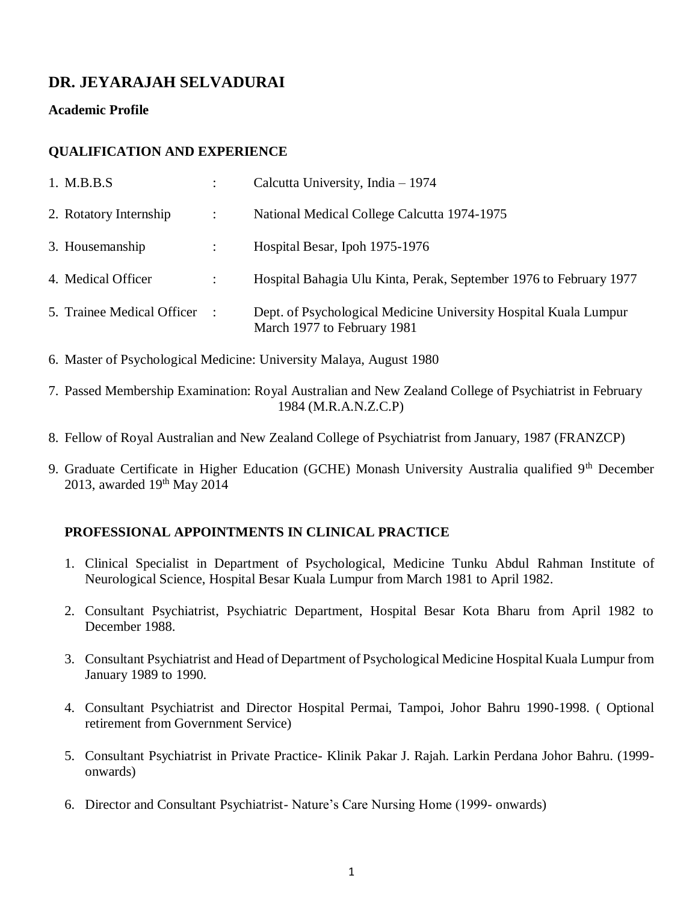# DR. JEYARAJAH SELVADURAI

**Academic Profile**

## QUALIFICATION AND EXPERIENCE

1. M.B.B.S : Calcutta University, India – 1974
2. Rotatory Internship : National Medical College Calcutta 1974-1975
3. Housemanship : Hospital Besar, Ipoh 1975-1976
4. Medical Officer : Hospital Bahagia Ulu Kinta, Perak, September 1976 to February 1977
5. Trainee Medical Officer : Dept. of Psychological Medicine University Hospital Kuala Lumpur March 1977 to February 1981
6. Master of Psychological Medicine: University Malaya, August 1980
7. Passed Membership Examination: Royal Australian and New Zealand College of Psychiatrist in February 1984 (M.R.A.N.Z.C.P)
8. Fellow of Royal Australian and New Zealand College of Psychiatrist from January, 1987 (FRANZCP)
9. Graduate Certificate in Higher Education (GCHE) Monash University Australia qualified 9th December 2013, awarded 19th May 2014

## PROFESSIONAL APPOINTMENTS IN CLINICAL PRACTICE

1. Clinical Specialist in Department of Psychological, Medicine Tunku Abdul Rahman Institute of Neurological Science, Hospital Besar Kuala Lumpur from March 1981 to April 1982.
2. Consultant Psychiatrist, Psychiatric Department, Hospital Besar Kota Bharu from April 1982 to December 1988.
3. Consultant Psychiatrist and Head of Department of Psychological Medicine Hospital Kuala Lumpur from January 1989 to 1990.
4. Consultant Psychiatrist and Director Hospital Permai, Tampoi, Johor Bahru 1990-1998. ( Optional retirement from Government Service)
5. Consultant Psychiatrist in Private Practice- Klinik Pakar J. Rajah. Larkin Perdana Johor Bahru. (1999- onwards)
6. Director and Consultant Psychiatrist- Nature's Care Nursing Home (1999- onwards)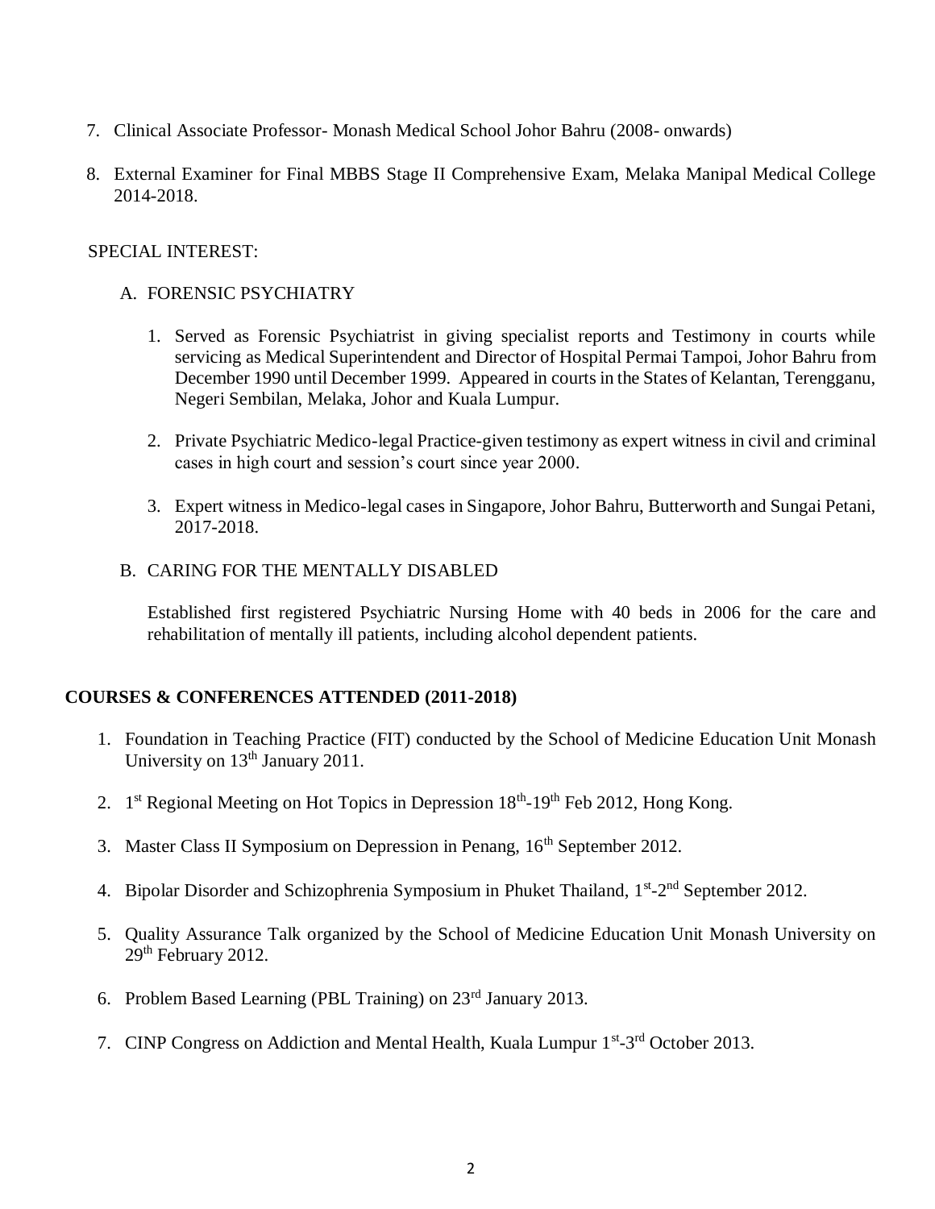7. Clinical Associate Professor- Monash Medical School Johor Bahru (2008- onwards)

8. External Examiner for Final MBBS Stage II Comprehensive Exam, Melaka Manipal Medical College 2014-2018.

SPECIAL INTEREST:

A. FORENSIC PSYCHIATRY

1. Served as Forensic Psychiatrist in giving specialist reports and Testimony in courts while servicing as Medical Superintendent and Director of Hospital Permai Tampoi, Johor Bahru from December 1990 until December 1999. Appeared in courts in the States of Kelantan, Terengganu, Negeri Sembilan, Melaka, Johor and Kuala Lumpur.

2. Private Psychiatric Medico-legal Practice-given testimony as expert witness in civil and criminal cases in high court and session's court since year 2000.

3. Expert witness in Medico-legal cases in Singapore, Johor Bahru, Butterworth and Sungai Petani, 2017-2018.

B. CARING FOR THE MENTALLY DISABLED

Established first registered Psychiatric Nursing Home with 40 beds in 2006 for the care and rehabilitation of mentally ill patients, including alcohol dependent patients.

**COURSES & CONFERENCES ATTENDED (2011-2018)**

1. Foundation in Teaching Practice (FIT) conducted by the School of Medicine Education Unit Monash University on 13th January 2011.

2. 1st Regional Meeting on Hot Topics in Depression 18th-19th Feb 2012, Hong Kong.

3. Master Class II Symposium on Depression in Penang, 16th September 2012.

4. Bipolar Disorder and Schizophrenia Symposium in Phuket Thailand, 1st-2nd September 2012.

5. Quality Assurance Talk organized by the School of Medicine Education Unit Monash University on 29th February 2012.

6. Problem Based Learning (PBL Training) on 23rd January 2013.

7. CINP Congress on Addiction and Mental Health, Kuala Lumpur 1st-3rd October 2013.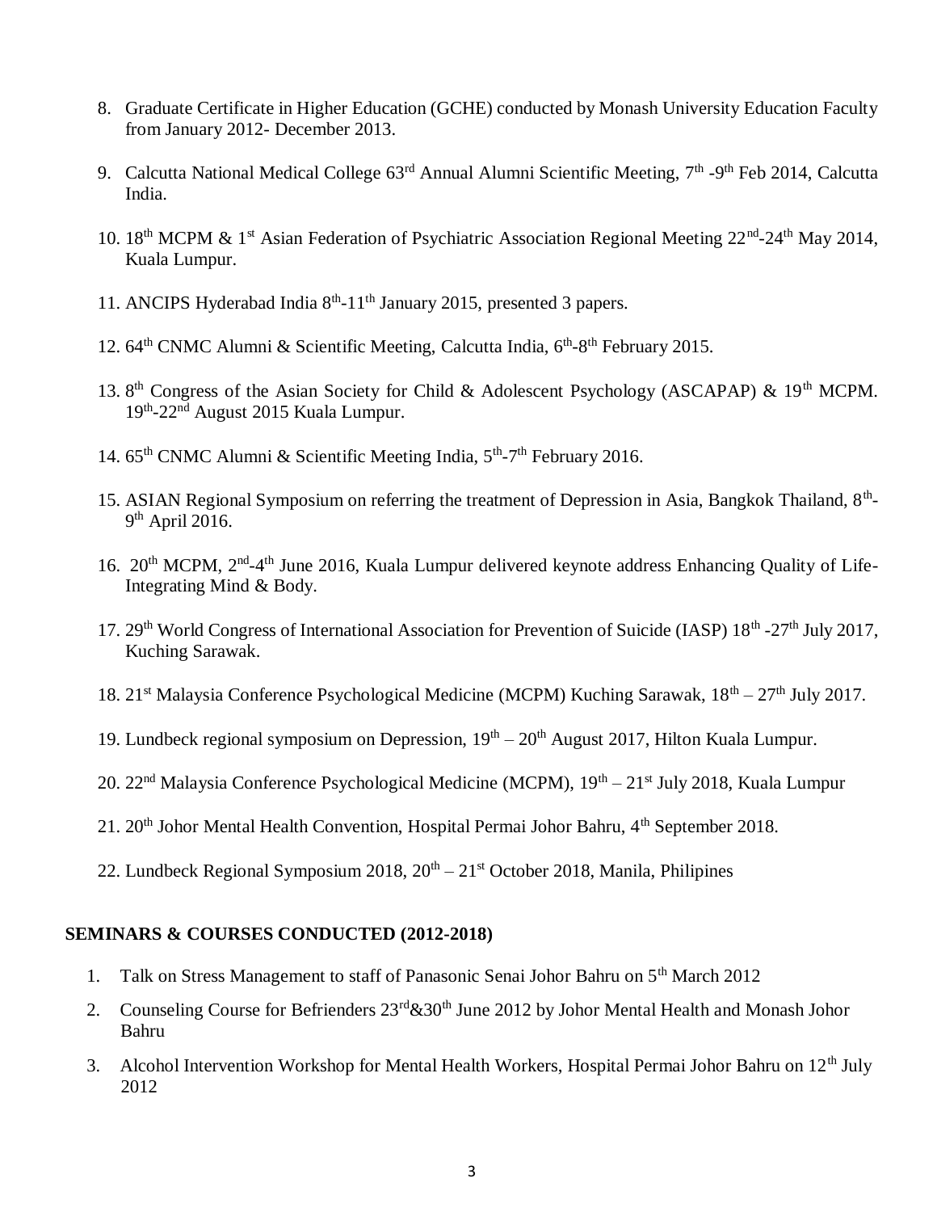8. Graduate Certificate in Higher Education (GCHE) conducted by Monash University Education Faculty from January 2012- December 2013.

9. Calcutta National Medical College 63rd Annual Alumni Scientific Meeting, 7th -9th Feb 2014, Calcutta India.

10. 18th MCPM & 1st Asian Federation of Psychiatric Association Regional Meeting 22nd-24th May 2014, Kuala Lumpur.

11. ANCIPS Hyderabad India 8th-11th January 2015, presented 3 papers.

12. 64th CNMC Alumni & Scientific Meeting, Calcutta India, 6th-8th February 2015.

13. 8th Congress of the Asian Society for Child & Adolescent Psychology (ASCAPAP) & 19th MCPM. 19th-22nd August 2015 Kuala Lumpur.

14. 65th CNMC Alumni & Scientific Meeting India, 5th-7th February 2016.

15. ASIAN Regional Symposium on referring the treatment of Depression in Asia, Bangkok Thailand, 8th-9th April 2016.

16. 20th MCPM, 2nd-4th June 2016, Kuala Lumpur delivered keynote address Enhancing Quality of Life-Integrating Mind & Body.

17. 29th World Congress of International Association for Prevention of Suicide (IASP) 18th -27th July 2017, Kuching Sarawak.

18. 21st Malaysia Conference Psychological Medicine (MCPM) Kuching Sarawak, 18th – 27th July 2017.

19. Lundbeck regional symposium on Depression, 19th – 20th August 2017, Hilton Kuala Lumpur.

20. 22nd Malaysia Conference Psychological Medicine (MCPM), 19th – 21st July 2018, Kuala Lumpur

21. 20th Johor Mental Health Convention, Hospital Permai Johor Bahru, 4th September 2018.

22. Lundbeck Regional Symposium 2018, 20th – 21st October 2018, Manila, Philipines

## SEMINARS & COURSES CONDUCTED (2012-2018)

1. Talk on Stress Management to staff of Panasonic Senai Johor Bahru on 5th March 2012
2. Counseling Course for Befrienders 23rd&30th June 2012 by Johor Mental Health and Monash Johor Bahru
3. Alcohol Intervention Workshop for Mental Health Workers, Hospital Permai Johor Bahru on 12th July 2012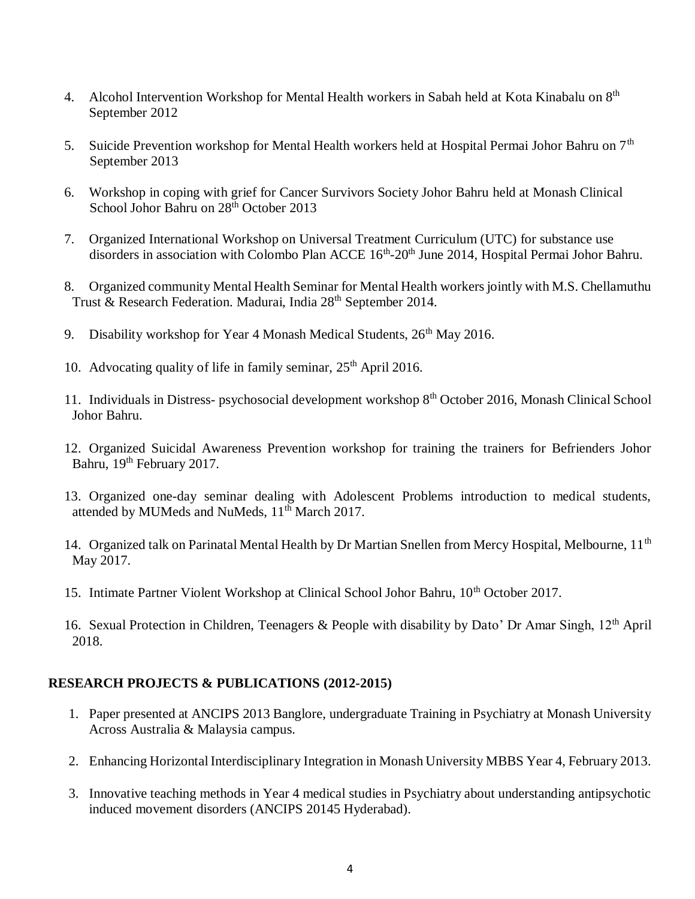4. Alcohol Intervention Workshop for Mental Health workers in Sabah held at Kota Kinabalu on 8th September 2012

5. Suicide Prevention workshop for Mental Health workers held at Hospital Permai Johor Bahru on 7th September 2013

6. Workshop in coping with grief for Cancer Survivors Society Johor Bahru held at Monash Clinical School Johor Bahru on 28th October 2013

7. Organized International Workshop on Universal Treatment Curriculum (UTC) for substance use disorders in association with Colombo Plan ACCE 16th-20th June 2014, Hospital Permai Johor Bahru.

8. Organized community Mental Health Seminar for Mental Health workers jointly with M.S. Chellamuthu Trust & Research Federation. Madurai, India 28th September 2014.

9. Disability workshop for Year 4 Monash Medical Students, 26th May 2016.

10. Advocating quality of life in family seminar, 25th April 2016.

11. Individuals in Distress- psychosocial development workshop 8th October 2016, Monash Clinical School Johor Bahru.

12. Organized Suicidal Awareness Prevention workshop for training the trainers for Befrienders Johor Bahru, 19th February 2017.

13. Organized one-day seminar dealing with Adolescent Problems introduction to medical students, attended by MUMeds and NuMeds, 11th March 2017.

14. Organized talk on Parinatal Mental Health by Dr Martian Snellen from Mercy Hospital, Melbourne, 11th May 2017.

15. Intimate Partner Violent Workshop at Clinical School Johor Bahru, 10th October 2017.

16. Sexual Protection in Children, Teenagers & People with disability by Dato' Dr Amar Singh, 12th April 2018.

## RESEARCH PROJECTS & PUBLICATIONS (2012-2015)

1. Paper presented at ANCIPS 2013 Banglore, undergraduate Training in Psychiatry at Monash University Across Australia & Malaysia campus.

2. Enhancing Horizontal Interdisciplinary Integration in Monash University MBBS Year 4, February 2013.

3. Innovative teaching methods in Year 4 medical studies in Psychiatry about understanding antipsychotic induced movement disorders (ANCIPS 20145 Hyderabad).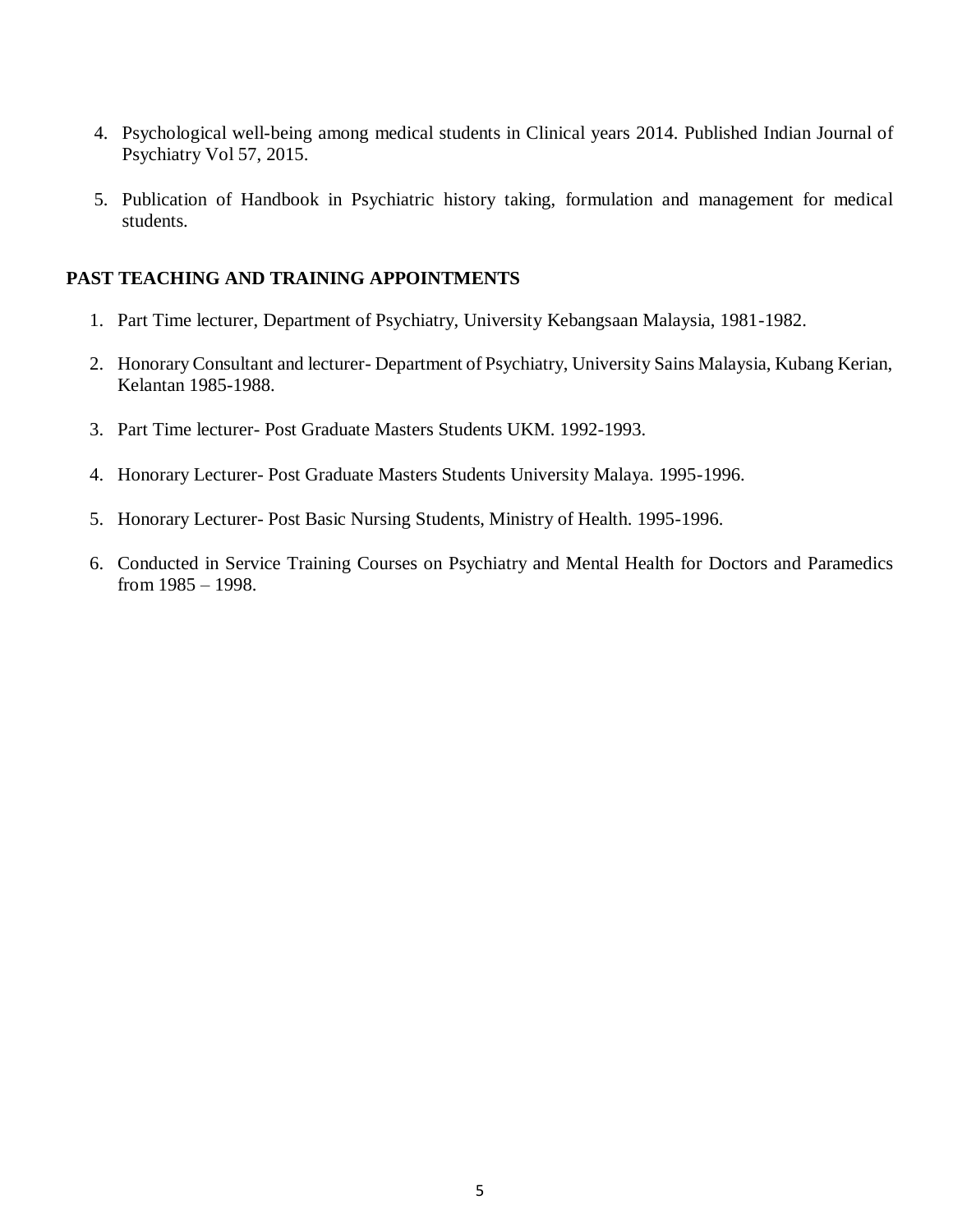4. Psychological well-being among medical students in Clinical years 2014. Published Indian Journal of Psychiatry Vol 57, 2015.

5. Publication of Handbook in Psychiatric history taking, formulation and management for medical students.

## PAST TEACHING AND TRAINING APPOINTMENTS

1. Part Time lecturer, Department of Psychiatry, University Kebangsaan Malaysia, 1981-1982.

2. Honorary Consultant and lecturer- Department of Psychiatry, University Sains Malaysia, Kubang Kerian, Kelantan 1985-1988.

3. Part Time lecturer- Post Graduate Masters Students UKM. 1992-1993.

4. Honorary Lecturer- Post Graduate Masters Students University Malaya. 1995-1996.

5. Honorary Lecturer- Post Basic Nursing Students, Ministry of Health. 1995-1996.

6. Conducted in Service Training Courses on Psychiatry and Mental Health for Doctors and Paramedics from 1985 – 1998.